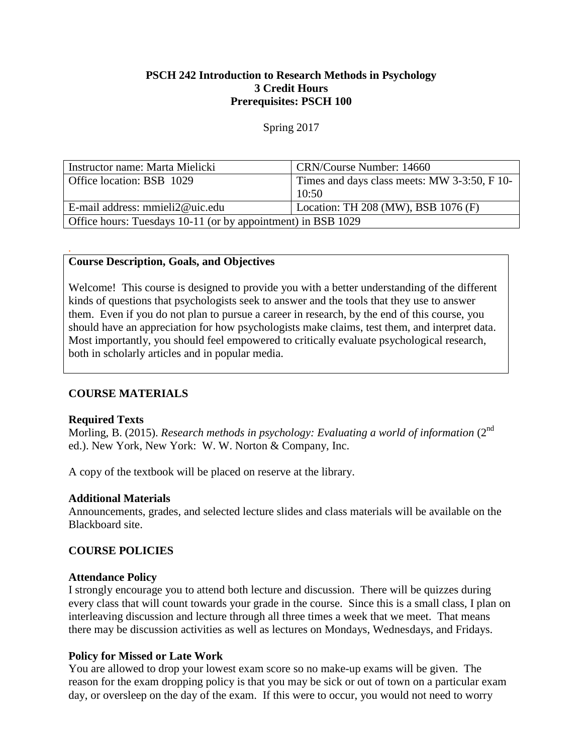**PSCH 242 Introduction to Research Methods in Psychology**
**3 Credit Hours**
**Prerequisites: PSCH 100**

Spring 2017

| Instructor name: Marta Mielicki | CRN/Course Number: 14660 |
|---|---|
| Office location: BSB 1029 | Times and days class meets: MW 3-3:50, F 10-10:50 |
| E-mail address: mmieli2@uic.edu | Location: TH 208 (MW), BSB 1076 (F) |
| Office hours: Tuesdays 10-11 (or by appointment) in BSB 1029 | |

**Course Description, Goals, and Objectives**

Welcome! This course is designed to provide you with a better understanding of the different kinds of questions that psychologists seek to answer and the tools that they use to answer them. Even if you do not plan to pursue a career in research, by the end of this course, you should have an appreciation for how psychologists make claims, test them, and interpret data. Most importantly, you should feel empowered to critically evaluate psychological research, both in scholarly articles and in popular media.

## COURSE MATERIALS

### Required Texts

Morling, B. (2015). *Research methods in psychology: Evaluating a world of information* (2nd ed.). New York, New York: W. W. Norton & Company, Inc.

A copy of the textbook will be placed on reserve at the library.

### Additional Materials

Announcements, grades, and selected lecture slides and class materials will be available on the Blackboard site.

## COURSE POLICIES

### Attendance Policy

I strongly encourage you to attend both lecture and discussion. There will be quizzes during every class that will count towards your grade in the course. Since this is a small class, I plan on interleaving discussion and lecture through all three times a week that we meet. That means there may be discussion activities as well as lectures on Mondays, Wednesdays, and Fridays.

### Policy for Missed or Late Work

You are allowed to drop your lowest exam score so no make-up exams will be given. The reason for the exam dropping policy is that you may be sick or out of town on a particular exam day, or oversleep on the day of the exam. If this were to occur, you would not need to worry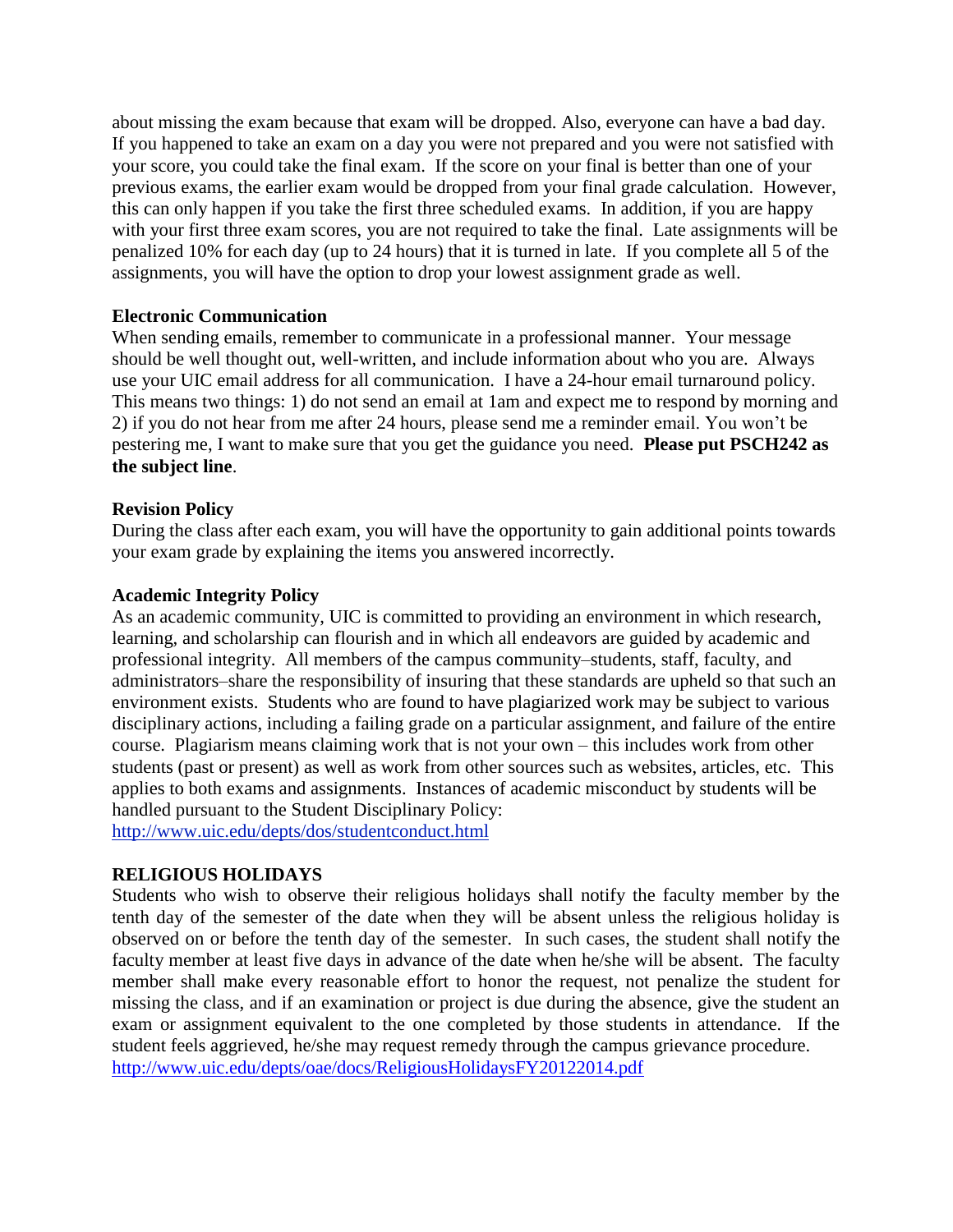about missing the exam because that exam will be dropped. Also, everyone can have a bad day. If you happened to take an exam on a day you were not prepared and you were not satisfied with your score, you could take the final exam. If the score on your final is better than one of your previous exams, the earlier exam would be dropped from your final grade calculation. However, this can only happen if you take the first three scheduled exams. In addition, if you are happy with your first three exam scores, you are not required to take the final. Late assignments will be penalized 10% for each day (up to 24 hours) that it is turned in late. If you complete all 5 of the assignments, you will have the option to drop your lowest assignment grade as well.

**Electronic Communication**

When sending emails, remember to communicate in a professional manner. Your message should be well thought out, well-written, and include information about who you are. Always use your UIC email address for all communication. I have a 24-hour email turnaround policy. This means two things: 1) do not send an email at 1am and expect me to respond by morning and 2) if you do not hear from me after 24 hours, please send me a reminder email. You won't be pestering me, I want to make sure that you get the guidance you need. **Please put PSCH242 as the subject line**.

**Revision Policy**

During the class after each exam, you will have the opportunity to gain additional points towards your exam grade by explaining the items you answered incorrectly.

**Academic Integrity Policy**

As an academic community, UIC is committed to providing an environment in which research, learning, and scholarship can flourish and in which all endeavors are guided by academic and professional integrity. All members of the campus community–students, staff, faculty, and administrators–share the responsibility of insuring that these standards are upheld so that such an environment exists. Students who are found to have plagiarized work may be subject to various disciplinary actions, including a failing grade on a particular assignment, and failure of the entire course. Plagiarism means claiming work that is not your own – this includes work from other students (past or present) as well as work from other sources such as websites, articles, etc. This applies to both exams and assignments. Instances of academic misconduct by students will be handled pursuant to the Student Disciplinary Policy:
http://www.uic.edu/depts/dos/studentconduct.html

**RELIGIOUS HOLIDAYS**

Students who wish to observe their religious holidays shall notify the faculty member by the tenth day of the semester of the date when they will be absent unless the religious holiday is observed on or before the tenth day of the semester. In such cases, the student shall notify the faculty member at least five days in advance of the date when he/she will be absent. The faculty member shall make every reasonable effort to honor the request, not penalize the student for missing the class, and if an examination or project is due during the absence, give the student an exam or assignment equivalent to the one completed by those students in attendance. If the student feels aggrieved, he/she may request remedy through the campus grievance procedure.
http://www.uic.edu/depts/oae/docs/ReligiousHolidaysFY20122014.pdf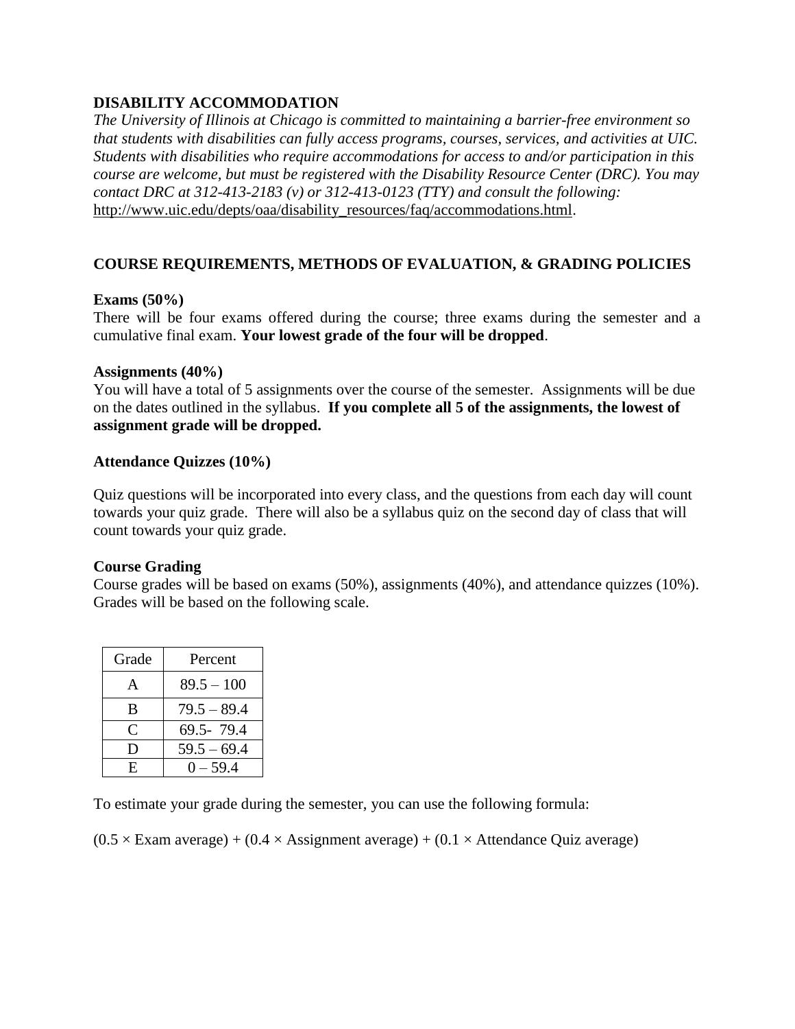## DISABILITY ACCOMMODATION

*The University of Illinois at Chicago is committed to maintaining a barrier-free environment so that students with disabilities can fully access programs, courses, services, and activities at UIC. Students with disabilities who require accommodations for access to and/or participation in this course are welcome, but must be registered with the Disability Resource Center (DRC). You may contact DRC at 312-413-2183 (v) or 312-413-0123 (TTY) and consult the following:* http://www.uic.edu/depts/oaa/disability_resources/faq/accommodations.html.

## COURSE REQUIREMENTS, METHODS OF EVALUATION, & GRADING POLICIES

**Exams (50%)**

There will be four exams offered during the course; three exams during the semester and a cumulative final exam. **Your lowest grade of the four will be dropped**.

**Assignments (40%)**

You will have a total of 5 assignments over the course of the semester. Assignments will be due on the dates outlined in the syllabus. **If you complete all 5 of the assignments, the lowest of assignment grade will be dropped.**

**Attendance Quizzes (10%)**

Quiz questions will be incorporated into every class, and the questions from each day will count towards your quiz grade. There will also be a syllabus quiz on the second day of class that will count towards your quiz grade.

**Course Grading**

Course grades will be based on exams (50%), assignments (40%), and attendance quizzes (10%). Grades will be based on the following scale.

| Grade | Percent |
|---|---|
| A | 89.5 – 100 |
| B | 79.5 – 89.4 |
| C | 69.5- 79.4 |
| D | 59.5 – 69.4 |
| E | 0 – 59.4 |

To estimate your grade during the semester, you can use the following formula:

$(0.5 \times \text{Exam average}) + (0.4 \times \text{Assignment average}) + (0.1 \times \text{Attendance Quiz average})$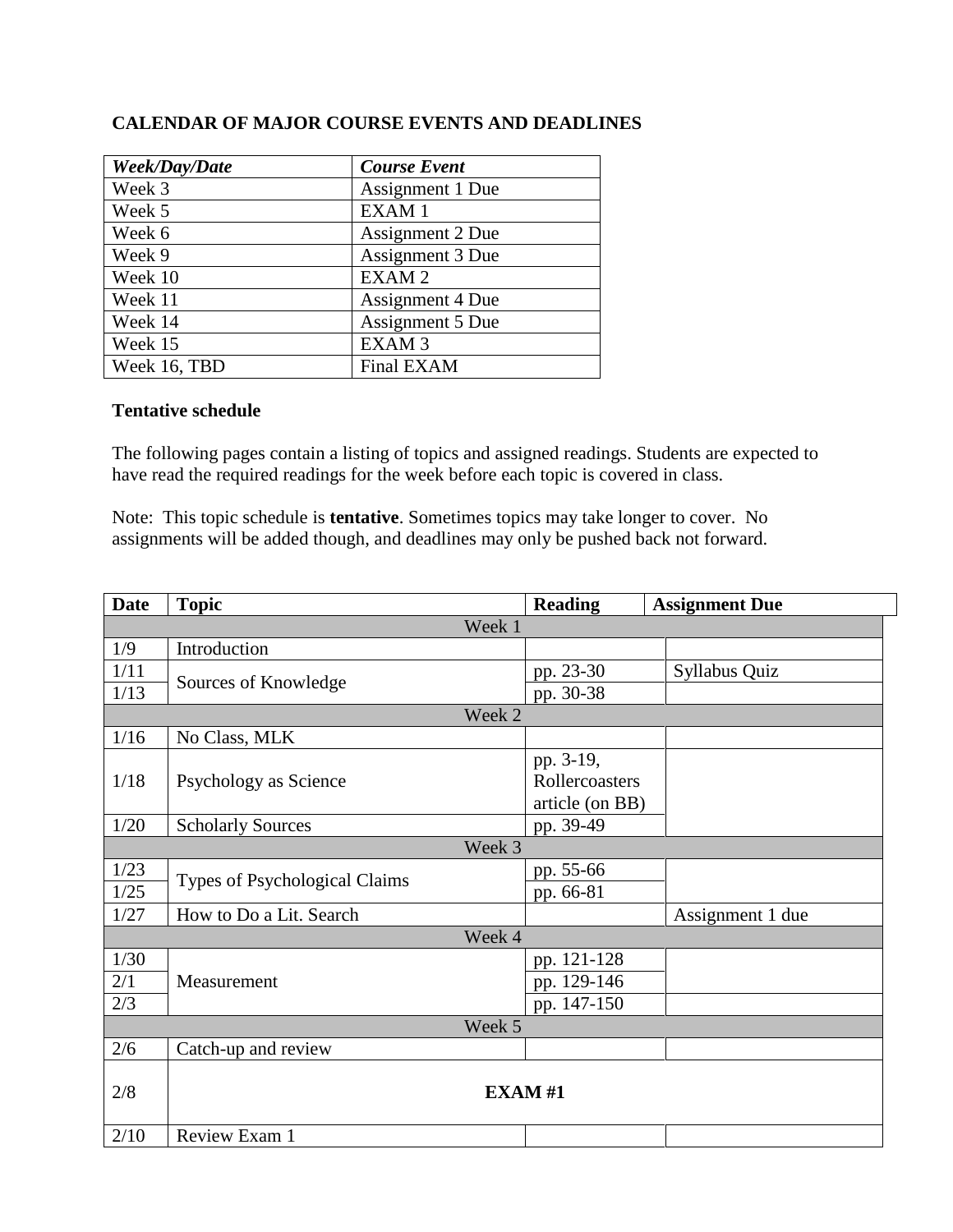**CALENDAR OF MAJOR COURSE EVENTS AND DEADLINES**

| *Week/Day/Date* | *Course Event* |
|---|---|
| Week 3 | Assignment 1 Due |
| Week 5 | EXAM 1 |
| Week 6 | Assignment 2 Due |
| Week 9 | Assignment 3 Due |
| Week 10 | EXAM 2 |
| Week 11 | Assignment 4 Due |
| Week 14 | Assignment 5 Due |
| Week 15 | EXAM 3 |
| Week 16, TBD | Final EXAM |

**Tentative schedule**

The following pages contain a listing of topics and assigned readings. Students are expected to have read the required readings for the week before each topic is covered in class.

Note: This topic schedule is **tentative**. Sometimes topics may take longer to cover. No assignments will be added though, and deadlines may only be pushed back not forward.

| Date | Topic | Reading | Assignment Due |
|---|---|---|---|
| | Week 1 | | |
| 1/9 | Introduction | | |
| 1/11 | Sources of Knowledge | pp. 23-30 | Syllabus Quiz |
| 1/13 | | pp. 30-38 | |
| | Week 2 | | |
| 1/16 | No Class, MLK | | |
| 1/18 | Psychology as Science | pp. 3-19, Rollercoasters article (on BB) | |
| 1/20 | Scholarly Sources | pp. 39-49 | |
| | Week 3 | | |
| 1/23 | Types of Psychological Claims | pp. 55-66 | |
| 1/25 | | pp. 66-81 | |
| 1/27 | How to Do a Lit. Search | | Assignment 1 due |
| | Week 4 | | |
| 1/30 | Measurement | pp. 121-128 | |
| 2/1 | | pp. 129-146 | |
| 2/3 | | pp. 147-150 | |
| | Week 5 | | |
| 2/6 | Catch-up and review | | |
| 2/8 | **EXAM #1** | | |
| 2/10 | Review Exam 1 | | |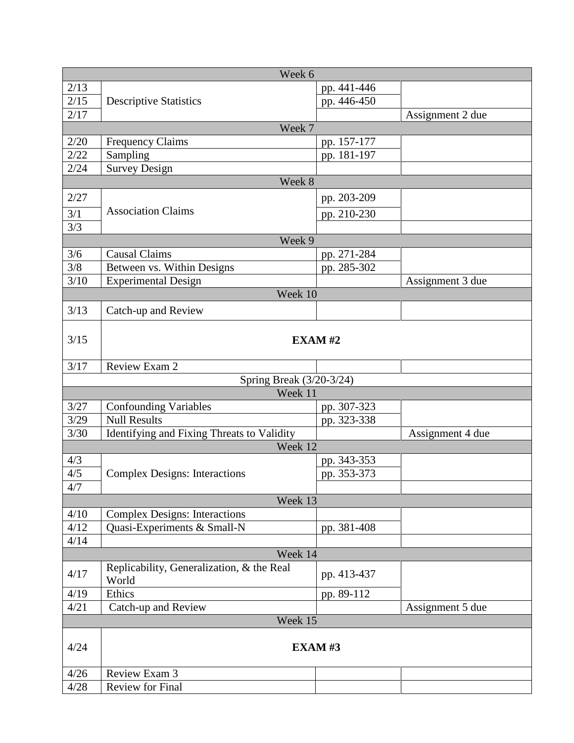| Week 6 | | | |
|---|---|---|---|
| 2/13 | Descriptive Statistics | pp. 441-446 | |
| 2/15 | | pp. 446-450 | |
| 2/17 | | | Assignment 2 due |
| Week 7 | | | |
| 2/20 | Frequency Claims | pp. 157-177 | |
| 2/22 | Sampling | pp. 181-197 | |
| 2/24 | Survey Design | | |
| Week 8 | | | |
| 2/27 | Association Claims | pp. 203-209 | |
| 3/1 | | pp. 210-230 | |
| 3/3 | | | |
| Week 9 | | | |
| 3/6 | Causal Claims | pp. 271-284 | |
| 3/8 | Between vs. Within Designs | pp. 285-302 | |
| 3/10 | Experimental Design | | Assignment 3 due |
| Week 10 | | | |
| 3/13 | Catch-up and Review | | |
| 3/15 | **EXAM #2** | | |
| 3/17 | Review Exam 2 | | |
| Spring Break (3/20-3/24) | | | |
| Week 11 | | | |
| 3/27 | Confounding Variables | pp. 307-323 | |
| 3/29 | Null Results | pp. 323-338 | |
| 3/30 | Identifying and Fixing Threats to Validity | | Assignment 4 due |
| Week 12 | | | |
| 4/3 | Complex Designs: Interactions | pp. 343-353 | |
| 4/5 | | pp. 353-373 | |
| 4/7 | | | |
| Week 13 | | | |
| 4/10 | Complex Designs: Interactions | | |
| 4/12 | Quasi-Experiments & Small-N | pp. 381-408 | |
| 4/14 | | | |
| Week 14 | | | |
| 4/17 | Replicability, Generalization, & the Real World | pp. 413-437 | |
| 4/19 | Ethics | pp. 89-112 | |
| 4/21 | Catch-up and Review | | Assignment 5 due |
| Week 15 | | | |
| 4/24 | **EXAM #3** | | |
| 4/26 | Review Exam 3 | | |
| 4/28 | Review for Final | | |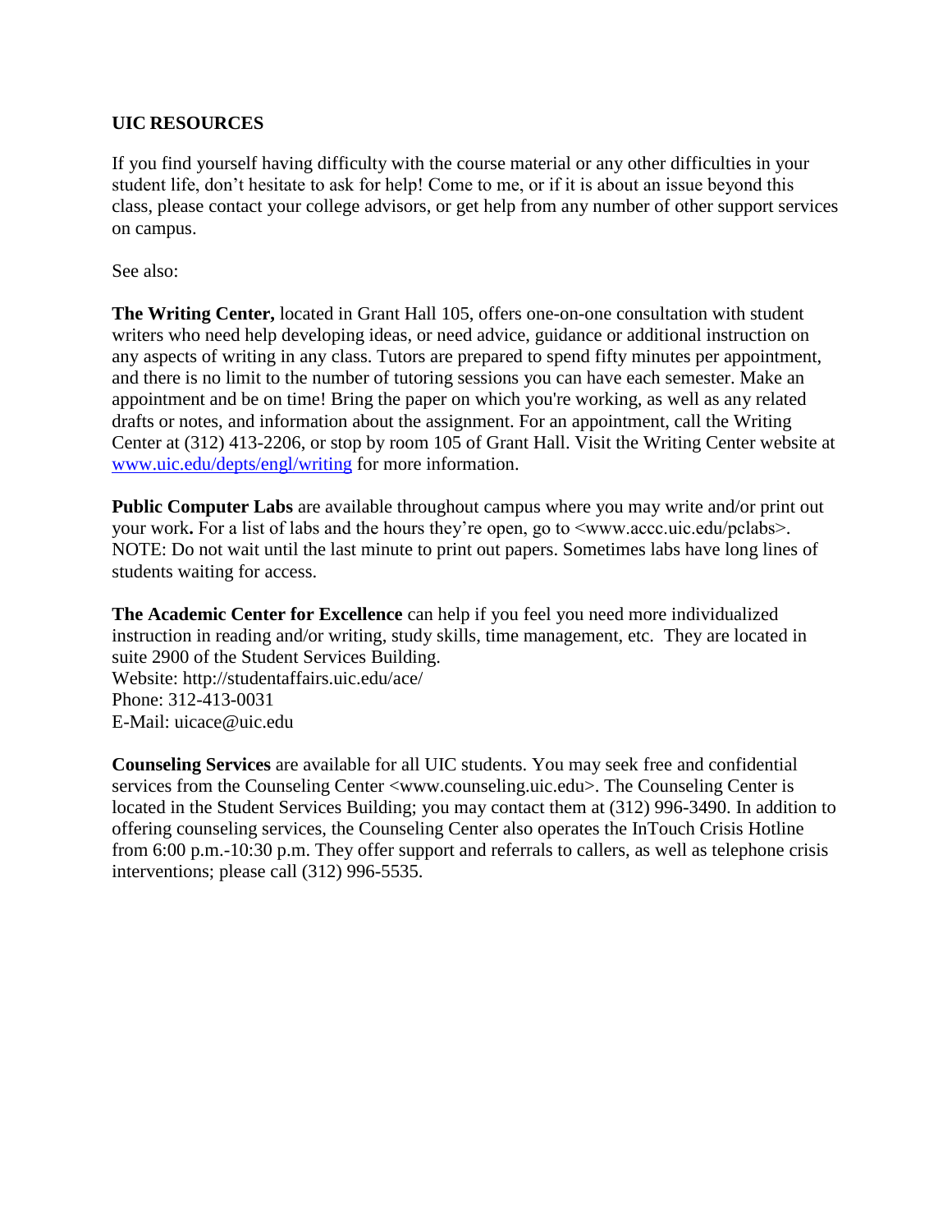## UIC RESOURCES

If you find yourself having difficulty with the course material or any other difficulties in your student life, don't hesitate to ask for help! Come to me, or if it is about an issue beyond this class, please contact your college advisors, or get help from any number of other support services on campus.

See also:

**The Writing Center,** located in Grant Hall 105, offers one-on-one consultation with student writers who need help developing ideas, or need advice, guidance or additional instruction on any aspects of writing in any class. Tutors are prepared to spend fifty minutes per appointment, and there is no limit to the number of tutoring sessions you can have each semester. Make an appointment and be on time! Bring the paper on which you're working, as well as any related drafts or notes, and information about the assignment. For an appointment, call the Writing Center at (312) 413-2206, or stop by room 105 of Grant Hall. Visit the Writing Center website at [www.uic.edu/depts/engl/writing](www.uic.edu/depts/engl/writing) for more information.

**Public Computer Labs** are available throughout campus where you may write and/or print out your work**.** For a list of labs and the hours they're open, go to <www.accc.uic.edu/pclabs>. NOTE: Do not wait until the last minute to print out papers. Sometimes labs have long lines of students waiting for access.

**The Academic Center for Excellence** can help if you feel you need more individualized instruction in reading and/or writing, study skills, time management, etc. They are located in suite 2900 of the Student Services Building.
Website: http://studentaffairs.uic.edu/ace/
Phone: 312-413-0031
E-Mail: uicace@uic.edu

**Counseling Services** are available for all UIC students. You may seek free and confidential services from the Counseling Center <www.counseling.uic.edu>. The Counseling Center is located in the Student Services Building; you may contact them at (312) 996-3490. In addition to offering counseling services, the Counseling Center also operates the InTouch Crisis Hotline from 6:00 p.m.-10:30 p.m. They offer support and referrals to callers, as well as telephone crisis interventions; please call (312) 996-5535.